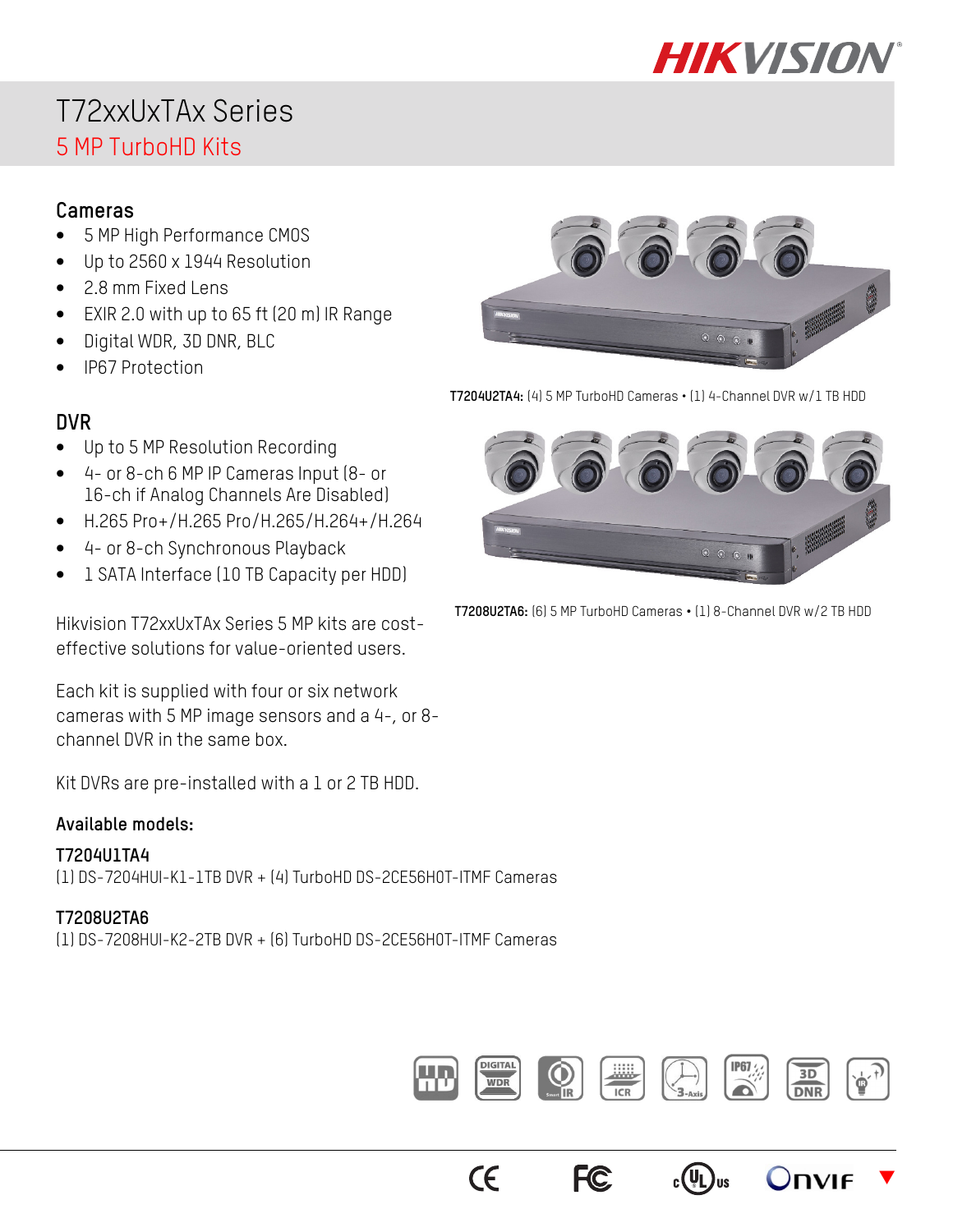# T72xxUxTAx Series

## 5 MP TurboHD Kits

### Cameras

- 5 MP High Performance CMOS
- Up to 2560 x 1944 Resolution
- 2.8 mm Fixed Lens
- EXIR 2.0 with up to 65 ft (20 m) IR Range
- Digital WDR, 3D DNR, BLC
- IP67 Protection

### DVR

- Up to 5 MP Resolution Recording
- 4- or 8-ch 6 MP IP Cameras Input (8- or 16-ch if Analog Channels Are Disabled)
- H.265 Pro+/H.265 Pro/H.265/H.264+/H.264
- 4- or 8-ch Synchronous Playback
- 1 SATA Interface (10 TB Capacity per HDD)

Hikvision T72xxUxTAx Series 5 MP kits are cost-effective solutions for value-oriented users.

Each kit is supplied with four or six network cameras with 5 MP image sensors and a 4-, or 8-channel DVR in the same box.

Kit DVRs are pre-installed with a 1 or 2 TB HDD.

**T7204U2TA4:** (4) 5 MP TurboHD Cameras • (1) 4-Channel DVR w/1 TB HDD

**T7208U2TA6:** (6) 5 MP TurboHD Cameras • (1) 8-Channel DVR w/2 TB HDD

### Available models:

**T7204U1TA4**
(1) DS-7204HUI-K1-1TB DVR + (4) TurboHD DS-2CE56H0T-ITMF Cameras

**T7208U2TA6**
(1) DS-7208HUI-K2-2TB DVR + (6) TurboHD DS-2CE56H0T-ITMF Cameras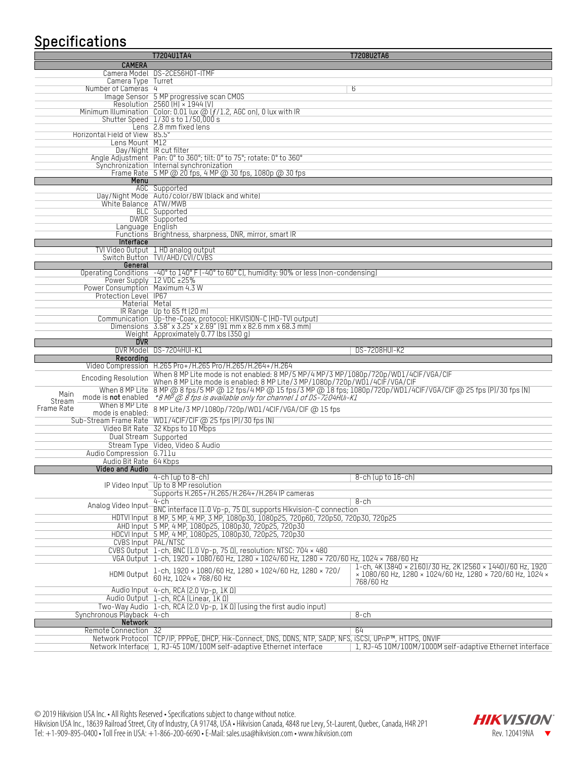## Specifications

| | T7204U1TA4 | T7208U2TA6 |
|---|---|---|
| **CAMERA** | | |
| Camera Model | DS-2CE56H0T-ITMF | |
| Camera Type | Turret | |
| Number of Cameras | 4 | 6 |
| Image Sensor | 5 MP progressive scan CMOS | |
| Resolution | 2560 (H) × 1944 (V) | |
| Minimum Illumination | Color: 0.01 lux @ (ƒ/1.2, AGC on), 0 lux with IR | |
| Shutter Speed | 1/30 s to 1/50,000 s | |
| Lens | 2.8 mm fixed lens | |
| Horizontal Field of View | 85.5° | |
| Lens Mount | M12 | |
| Day/Night | IR cut filter | |
| Angle Adjustment | Pan: 0° to 360°; tilt: 0° to 75°; rotate: 0° to 360° | |
| Synchronization | Internal synchronization | |
| Frame Rate | 5 MP @ 20 fps, 4 MP @ 30 fps, 1080p @ 30 fps | |
| **Menu** | | |
| AGC | Supported | |
| Day/Night Mode | Auto/color/BW (black and white) | |
| White Balance | ATW/MWB | |
| BLC | Supported | |
| DWDR | Supported | |
| Language | English | |
| Functions | Brightness, sharpness, DNR, mirror, smart IR | |
| **Interface** | | |
| TVI Video Output | 1 HD analog output | |
| Switch Button | TVI/AHD/CVI/CVBS | |
| **General** | | |
| Operating Conditions | -40° to 140° F (-40° to 60° C), humidity: 90% or less (non-condensing) | |
| Power Supply | 12 VDC ±25% | |
| Power Consumption | Maximum 4.3 W | |
| Protection Level | IP67 | |
| Material | Metal | |
| IR Range | Up to 65 ft (20 m) | |
| Communication | Up-the-Coax, protocol: HIKVISION-C (HD-TVI output) | |
| Dimensions | 3.58" x 3.25" x 2.69" (91 mm x 82.6 mm x 68.3 mm) | |
| Weight | Approximately 0.77 lbs (350 g) | |
| **DVR** | | |
| DVR Model | DS-7204HUI-K1 | DS-7208HUI-K2 |
| **Recording** | | |
| Video Compression | H.265 Pro+/H.265 Pro/H.265/H.264+/H.264 | |
| Encoding Resolution | When 8 MP Lite mode is not enabled: 8 MP/5 MP/4 MP/3 MP/1080p/720p/WD1/4CIF/VGA/CIF<br>When 8 MP Lite mode is enabled: 8 MP Lite/3 MP/1080p/720p/WD1/4CIF/VGA/CIF | |
| Main Stream Frame Rate — When 8 MP Lite mode is **not** enabled | 8 MP @ 8 fps/5 MP @ 12 fps/4 MP @ 15 fps/3 MP @ 18 fps; 1080p/720p/WD1/4CIF/VGA/CIF @ 25 fps (P)/30 fps (N)<br>*\*8 MP @ 8 fps is available only for channel 1 of DS-7204HUI-K1* | |
| Main Stream Frame Rate — When 8 MP Lite mode is enabled: | 8 MP Lite/3 MP/1080p/720p/WD1/4CIF/VGA/CIF @ 15 fps | |
| Sub-Stream Frame Rate | WD1/4CIF/CIF @ 25 fps (P)/30 fps (N) | |
| Video Bit Rate | 32 Kbps to 10 Mbps | |
| Dual Stream | Supported | |
| Stream Type | Video, Video & Audio | |
| Audio Compression | G.711u | |
| Audio Bit Rate | 64 Kbps | |
| **Video and Audio** | | |
| IP Video Input | 4-ch (up to 8-ch) | 8-ch (up to 16-ch) |
| | Up to 8 MP resolution<br>Supports H.265+/H.265/H.264+/H.264 IP cameras | |
| Analog Video Input | 4-ch | 8-ch |
| | BNC interface (1.0 Vp-p, 75 Ω), supports Hikvision-C connection | |
| HDTVI Input | 8 MP, 5 MP, 4 MP, 3 MP, 1080p30, 1080p25, 720p60, 720p50, 720p30, 720p25 | |
| AHD Input | 5 MP, 4 MP, 1080p25, 1080p30, 720p25, 720p30 | |
| HDCVI Input | 5 MP, 4 MP, 1080p25, 1080p30, 720p25, 720p30 | |
| CVBS Input | PAL/NTSC | |
| CVBS Output | 1-ch, BNC (1.0 Vp-p, 75 Ω), resolution: NTSC: 704 × 480 | |
| VGA Output | 1-ch, 1920 × 1080/60 Hz, 1280 × 1024/60 Hz, 1280 × 720/60 Hz, 1024 × 768/60 Hz | |
| HDMI Output | 1-ch, 1920 × 1080/60 Hz, 1280 × 1024/60 Hz, 1280 × 720/60 Hz, 1024 × 768/60 Hz | 1-ch, 4K (3840 × 2160)/30 Hz, 2K (2560 × 1440)/60 Hz, 1920 × 1080/60 Hz, 1280 × 720/60 Hz, 1024 × 768/60 Hz |
| Audio Input | 4-ch, RCA (2.0 Vp-p, 1K Ω) | |
| Audio Output | 1-ch, RCA (Linear, 1K Ω) | |
| Two-Way Audio | 1-ch, RCA (2.0 Vp-p, 1K Ω) (using the first audio input) | |
| Synchronous Playback | 4-ch | 8-ch |
| **Network** | | |
| Remote Connection | 32 | 64 |
| Network Protocol | TCP/IP, PPPoE, DHCP, Hik-Connect, DNS, DDNS, NTP, SADP, NFS, iSCSI, UPnP™, HTTPS, ONVIF | |
| Network Interface | 1, RJ-45 10M/100M self-adaptive Ethernet interface | 1, RJ-45 10M/100M/1000M self-adaptive Ethernet interface |

© 2019 Hikvision USA Inc. • All Rights Reserved • Specifications subject to change without notice.
Hikvision USA Inc., 18639 Railroad Street, City of Industry, CA 91748, USA • Hikvision Canada, 4848 rue Levy, St-Laurent, Quebec, Canada, H4R 2P1
Tel: +1-909-895-0400 • Toll Free in USA: +1-866-200-6690 • E-Mail: sales.usa@hikvision.com • www.hikvision.com

HIKVISION
Rev. 120419NA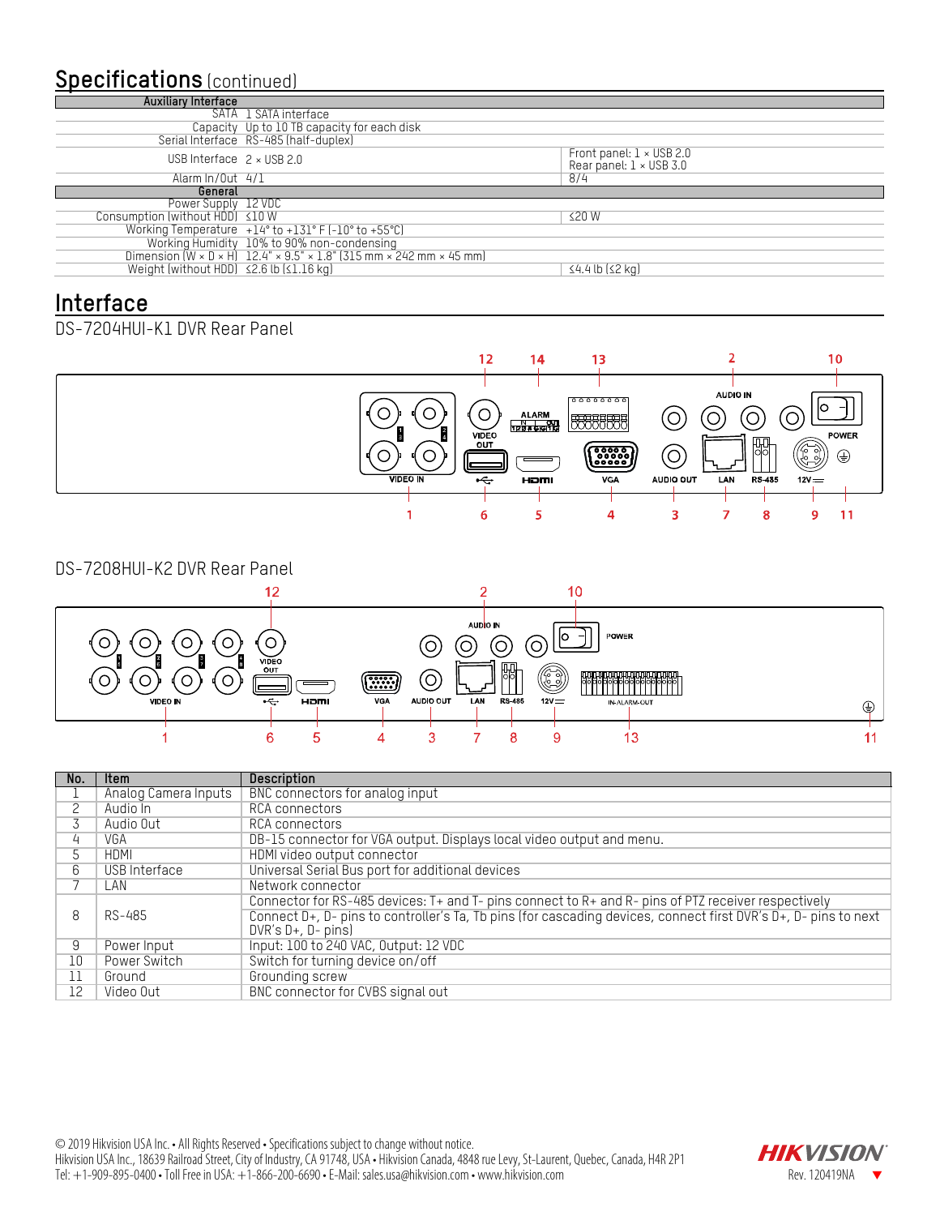## Specifications (continued)

| | | |
|---|---|---|
| **Auxiliary Interface** | | |
| SATA | 1 SATA interface | |
| Capacity | Up to 10 TB capacity for each disk | |
| Serial Interface | RS-485 (half-duplex) | |
| USB Interface | 2 × USB 2.0 | Front panel: 1 × USB 2.0<br>Rear panel: 1 × USB 3.0 |
| Alarm In/Out | 4/1 | 8/4 |
| **General** | | |
| Power Supply | 12 VDC | |
| Consumption (without HDD) | ≤10 W | ≤20 W |
| Working Temperature | +14° to +131° F (-10° to +55°C) | |
| Working Humidity | 10% to 90% non-condensing | |
| Dimension (W × D × H) | 12.4" × 9.5" × 1.8" (315 mm × 242 mm × 45 mm) | |
| Weight (without HDD) | ≤2.6 lb (≤1.16 kg) | ≤4.4 lb (≤2 kg) |

## Interface

DS-7204HUI-K1 DVR Rear Panel

DS-7208HUI-K2 DVR Rear Panel

| No. | Item | Description |
|---|---|---|
| 1 | Analog Camera Inputs | BNC connectors for analog input |
| 2 | Audio In | RCA connectors |
| 3 | Audio Out | RCA connectors |
| 4 | VGA | DB-15 connector for VGA output. Displays local video output and menu. |
| 5 | HDMI | HDMI video output connector |
| 6 | USB Interface | Universal Serial Bus port for additional devices |
| 7 | LAN | Network connector |
| 8 | RS-485 | Connector for RS-485 devices: T+ and T- pins connect to R+ and R- pins of PTZ receiver respectively<br>Connect D+, D- pins to controller's Ta, Tb pins (for cascading devices, connect first DVR's D+, D- pins to next DVR's D+, D- pins) |
| 9 | Power Input | Input: 100 to 240 VAC, Output: 12 VDC |
| 10 | Power Switch | Switch for turning device on/off |
| 11 | Ground | Grounding screw |
| 12 | Video Out | BNC connector for CVBS signal out |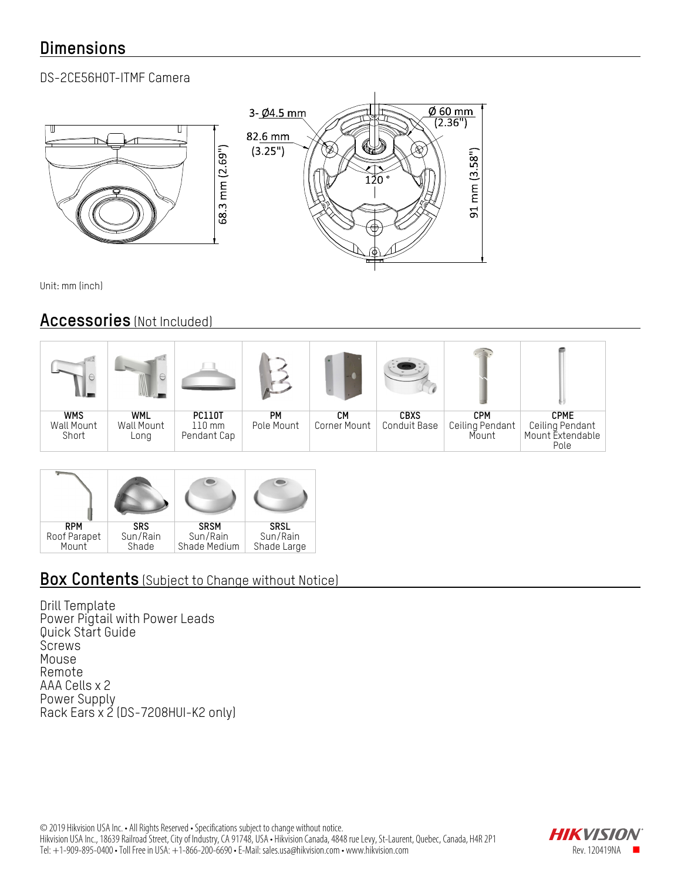## Dimensions

DS-2CE56H0T-ITMF Camera

3- Ø4.5 mm

82.6 mm (3.25")

Ø 60 mm (2.36")

68.3 mm (2.69")

91 mm (3.58")

120 °

Unit: mm (inch)

## Accessories (Not Included)

| WMS | WML | PC110T | PM | CM | CBXS | CPM | CPME |
|---|---|---|---|---|---|---|---|
| Wall Mount Short | Wall Mount Long | 110 mm Pendant Cap | Pole Mount | Corner Mount | Conduit Base | Ceiling Pendant Mount | Ceiling Pendant Mount Extendable Pole |

| RPM | SRS | SRSM | SRSL |
|---|---|---|---|
| Roof Parapet Mount | Sun/Rain Shade | Sun/Rain Shade Medium | Sun/Rain Shade Large |

## Box Contents (Subject to Change without Notice)

Drill Template
Power Pigtail with Power Leads
Quick Start Guide
Screws
Mouse
Remote
AAA Cells x 2
Power Supply
Rack Ears x 2 (DS-7208HUI-K2 only)

© 2019 Hikvision USA Inc. • All Rights Reserved • Specifications subject to change without notice.
Hikvision USA Inc., 18639 Railroad Street, City of Industry, CA 91748, USA • Hikvision Canada, 4848 rue Levy, St-Laurent, Quebec, Canada, H4R 2P1
Tel: +1-909-895-0400 • Toll Free in USA: +1-866-200-6690 • E-Mail: sales.usa@hikvision.com • www.hikvision.com

HIKVISION
Rev. 120419NA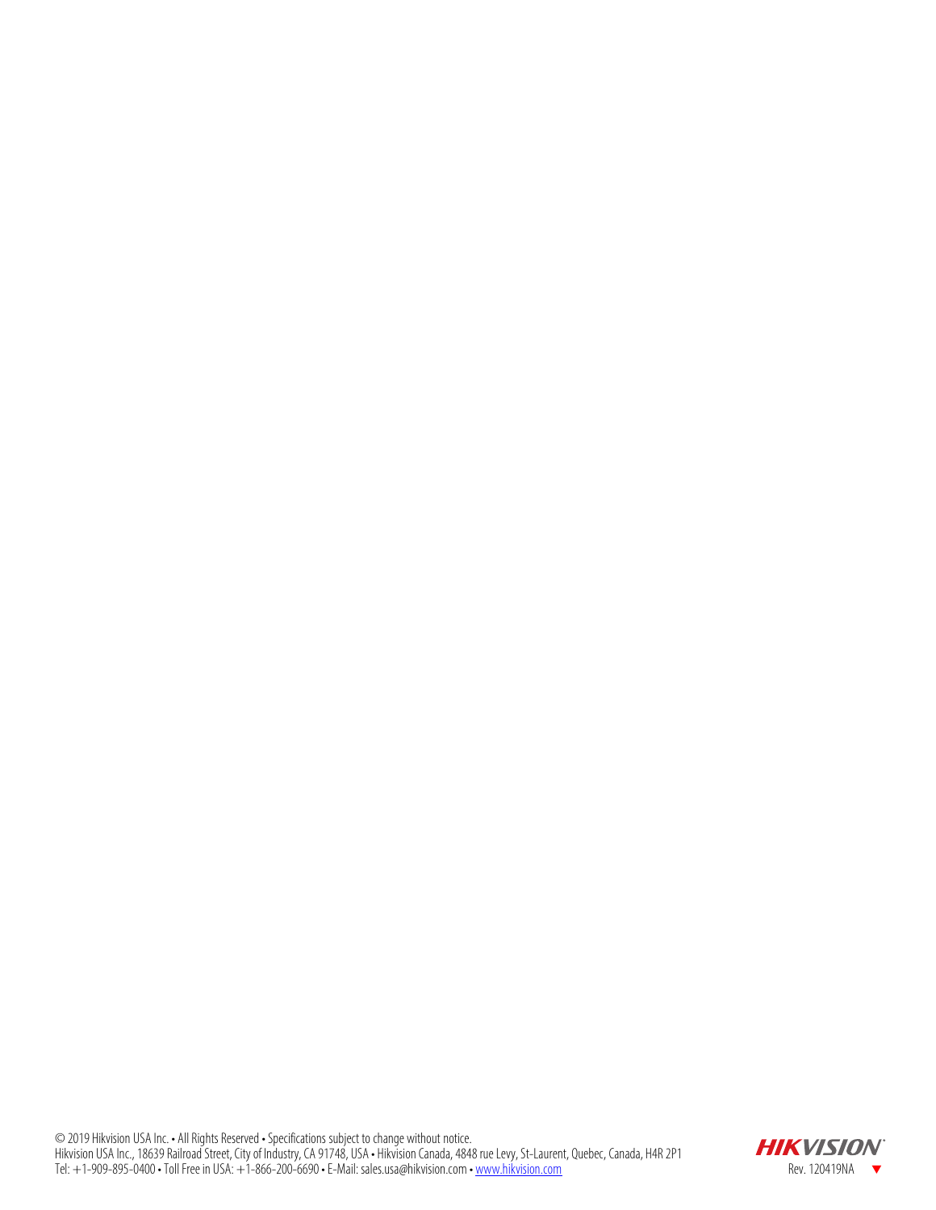© 2019 Hikvision USA Inc. • All Rights Reserved • Specifications subject to change without notice.
Hikvision USA Inc., 18639 Railroad Street, City of Industry, CA 91748, USA • Hikvision Canada, 4848 rue Levy, St-Laurent, Quebec, Canada, H4R 2P1
Tel: +1-909-895-0400 • Toll Free in USA: +1-866-200-6690 • E-Mail: sales.usa@hikvision.com • www.hikvision.com

HIKVISION

Rev. 120419NA